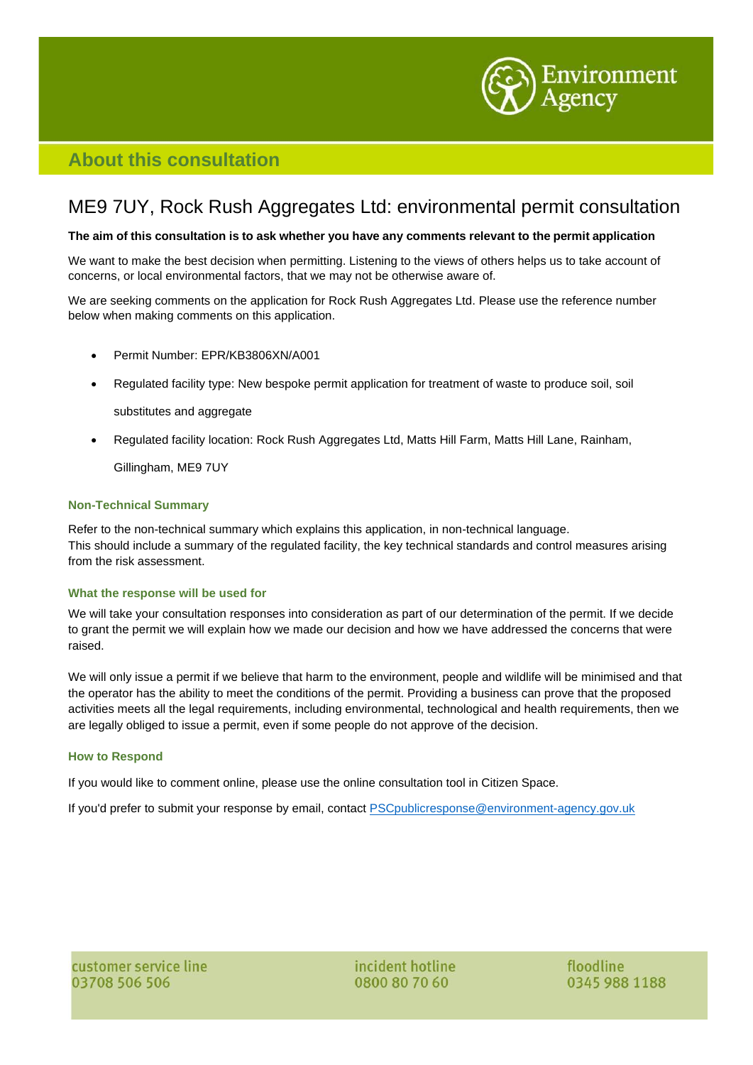# About this consultation

## ME9 7UY, Rock Rush Aggregates Ltd: environmental permit consultation

**The aim of this consultation is to ask whether you have any comments relevant to the permit application**

We want to make the best decision when permitting. Listening to the views of others helps us to take account of concerns, or local environmental factors, that we may not be otherwise aware of.

We are seeking comments on the application for Rock Rush Aggregates Ltd. Please use the reference number below when making comments on this application.

- Permit Number: EPR/KB3806XN/A001
- Regulated facility type: New bespoke permit application for treatment of waste to produce soil, soil substitutes and aggregate
- Regulated facility location: Rock Rush Aggregates Ltd, Matts Hill Farm, Matts Hill Lane, Rainham, Gillingham, ME9 7UY

### Non-Technical Summary

Refer to the non-technical summary which explains this application, in non-technical language.
This should include a summary of the regulated facility, the key technical standards and control measures arising from the risk assessment.

### What the response will be used for

We will take your consultation responses into consideration as part of our determination of the permit. If we decide to grant the permit we will explain how we made our decision and how we have addressed the concerns that were raised.

We will only issue a permit if we believe that harm to the environment, people and wildlife will be minimised and that the operator has the ability to meet the conditions of the permit. Providing a business can prove that the proposed activities meets all the legal requirements, including environmental, technological and health requirements, then we are legally obliged to issue a permit, even if some people do not approve of the decision.

### How to Respond

If you would like to comment online, please use the online consultation tool in Citizen Space.

If you'd prefer to submit your response by email, contact PSCpublicresponse@environment-agency.gov.uk

customer service line 03708 506 506 | incident hotline 0800 80 70 60 | floodline 0345 988 1188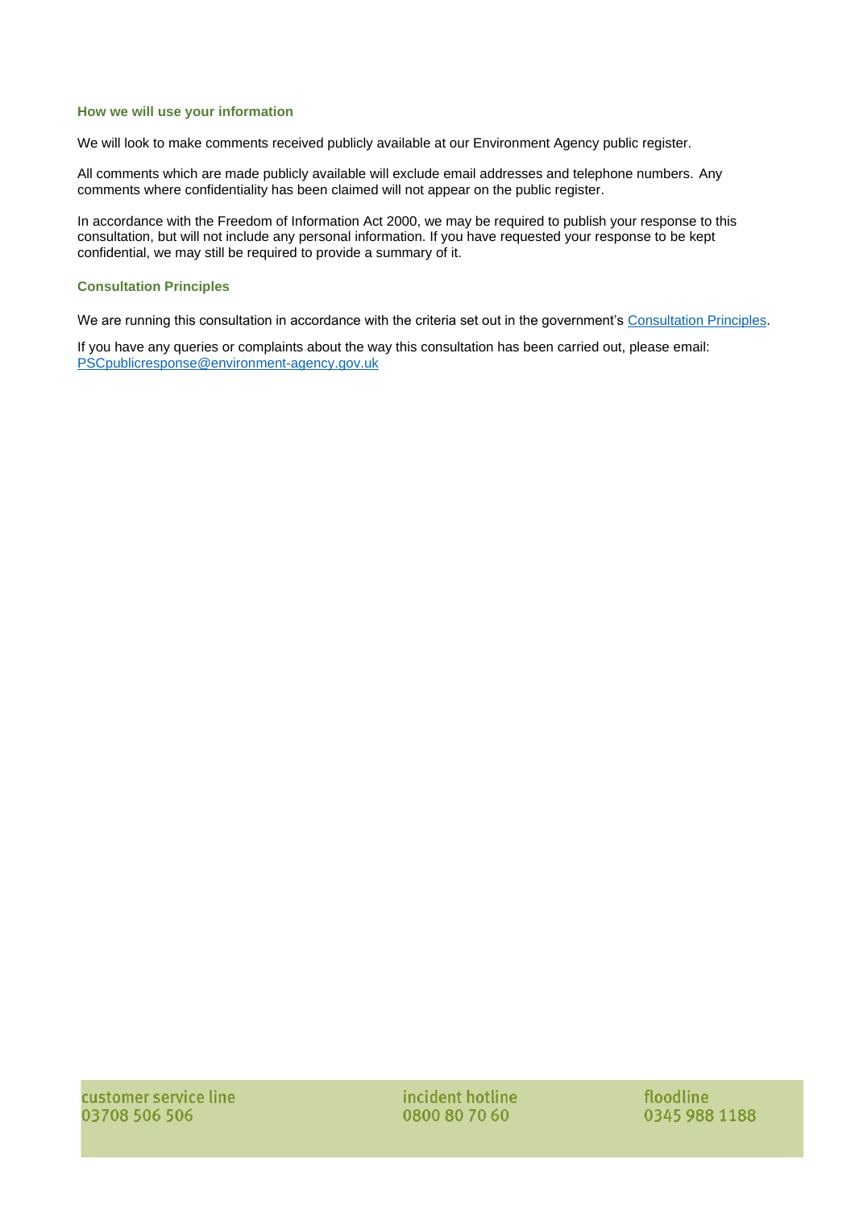### How we will use your information

We will look to make comments received publicly available at our Environment Agency public register.

All comments which are made publicly available will exclude email addresses and telephone numbers. Any comments where confidentiality has been claimed will not appear on the public register.

In accordance with the Freedom of Information Act 2000, we may be required to publish your response to this consultation, but will not include any personal information. If you have requested your response to be kept confidential, we may still be required to provide a summary of it.

### Consultation Principles

We are running this consultation in accordance with the criteria set out in the government's Consultation Principles.

If you have any queries or complaints about the way this consultation has been carried out, please email: PSCpublicresponse@environment-agency.gov.uk

customer service line
03708 506 506

incident hotline
0800 80 70 60

floodline
0345 988 1188